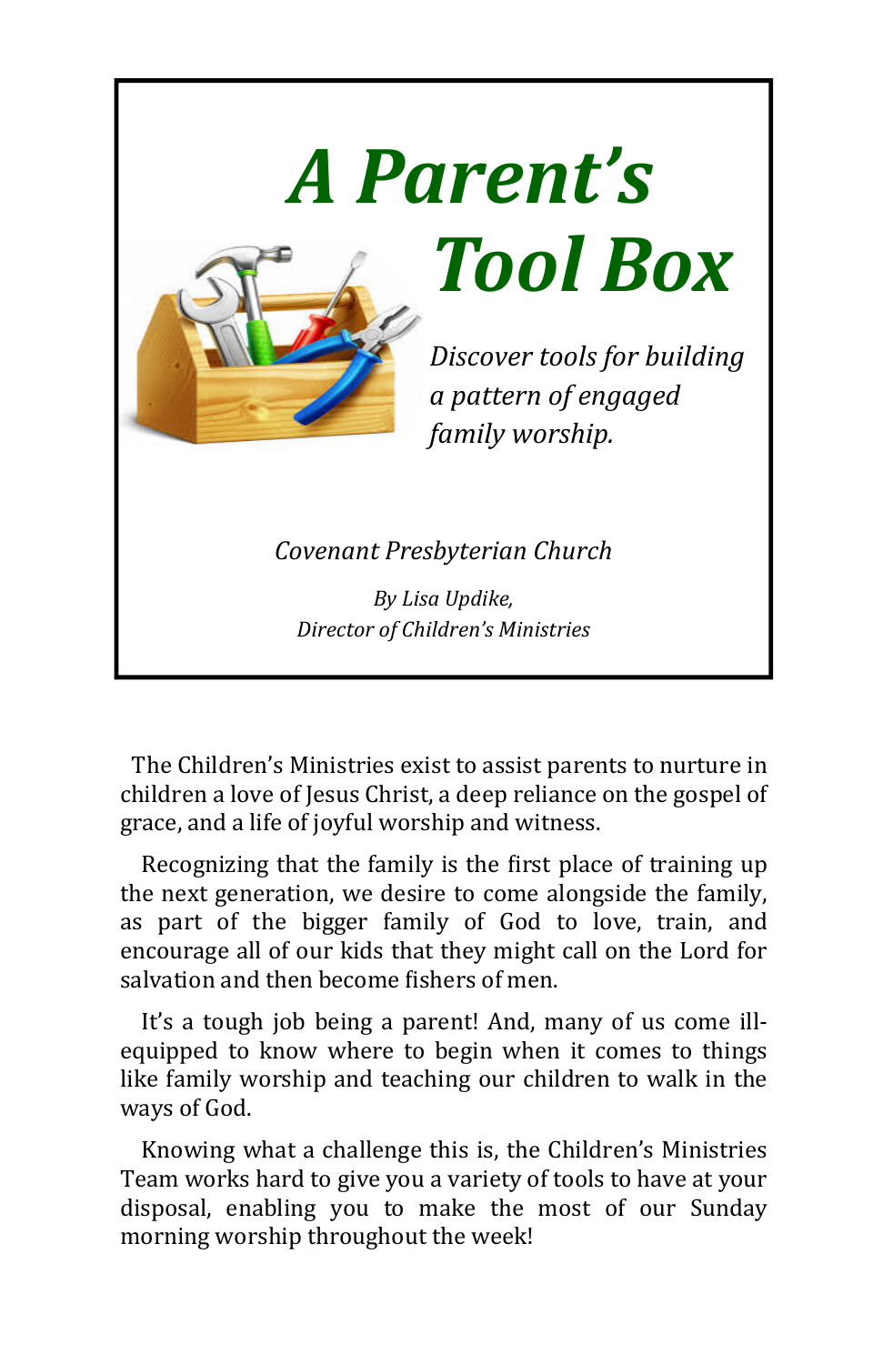# *A Parent's Tool Box*

*Discover tools for building a pattern of engaged family worship.*

*Covenant Presbyterian Church*

*By Lisa Updike,*
*Director of Children's Ministries*

The Children's Ministries exist to assist parents to nurture in children a love of Jesus Christ, a deep reliance on the gospel of grace, and a life of joyful worship and witness.

Recognizing that the family is the first place of training up the next generation, we desire to come alongside the family, as part of the bigger family of God to love, train, and encourage all of our kids that they might call on the Lord for salvation and then become fishers of men.

It's a tough job being a parent! And, many of us come ill-equipped to know where to begin when it comes to things like family worship and teaching our children to walk in the ways of God.

Knowing what a challenge this is, the Children's Ministries Team works hard to give you a variety of tools to have at your disposal, enabling you to make the most of our Sunday morning worship throughout the week!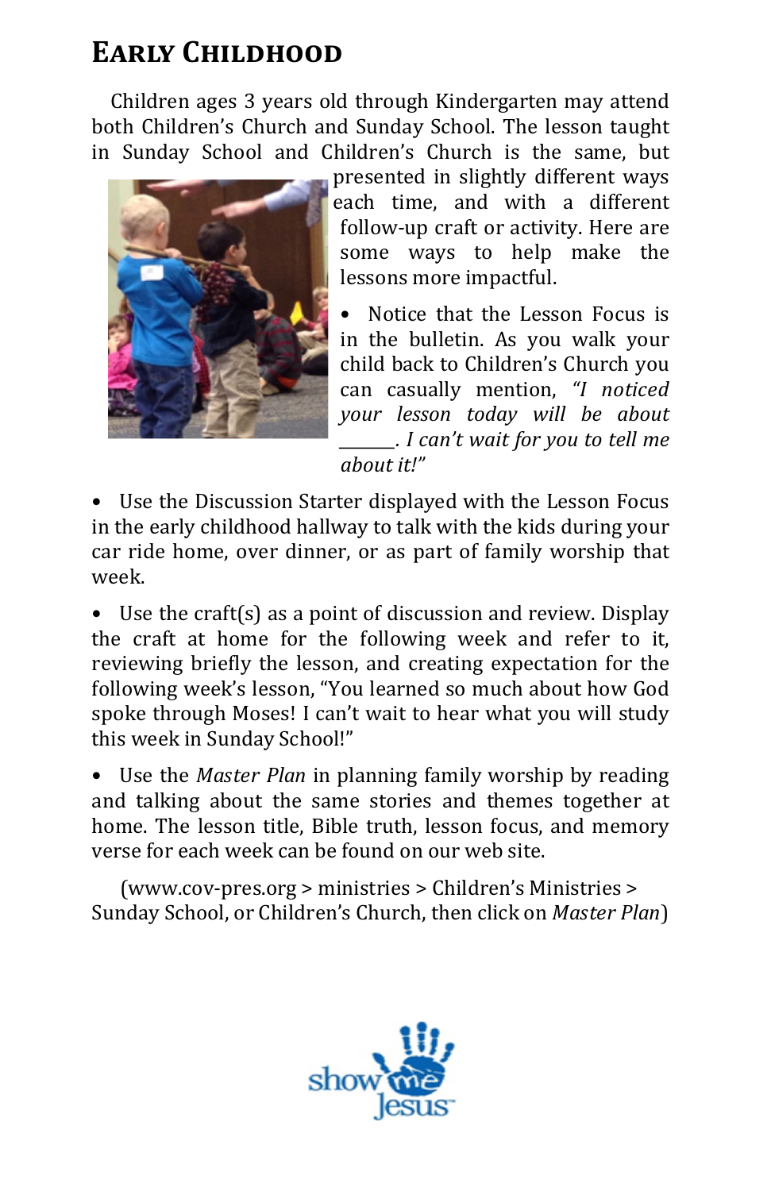# Early Childhood

Children ages 3 years old through Kindergarten may attend both Children's Church and Sunday School. The lesson taught in Sunday School and Children's Church is the same, but presented in slightly different ways each time, and with a different follow-up craft or activity. Here are some ways to help make the lessons more impactful.

- Notice that the Lesson Focus is in the bulletin. As you walk your child back to Children's Church you can casually mention, *"I noticed your lesson today will be about \_\_\_\_\_\_. I can't wait for you to tell me about it!"*

- Use the Discussion Starter displayed with the Lesson Focus in the early childhood hallway to talk with the kids during your car ride home, over dinner, or as part of family worship that week.

- Use the craft(s) as a point of discussion and review. Display the craft at home for the following week and refer to it, reviewing briefly the lesson, and creating expectation for the following week's lesson, "You learned so much about how God spoke through Moses! I can't wait to hear what you will study this week in Sunday School!"

- Use the *Master Plan* in planning family worship by reading and talking about the same stories and themes together at home. The lesson title, Bible truth, lesson focus, and memory verse for each week can be found on our web site.

(www.cov-pres.org > ministries > Children's Ministries > Sunday School, or Children's Church, then click on *Master Plan*)

show me Jesus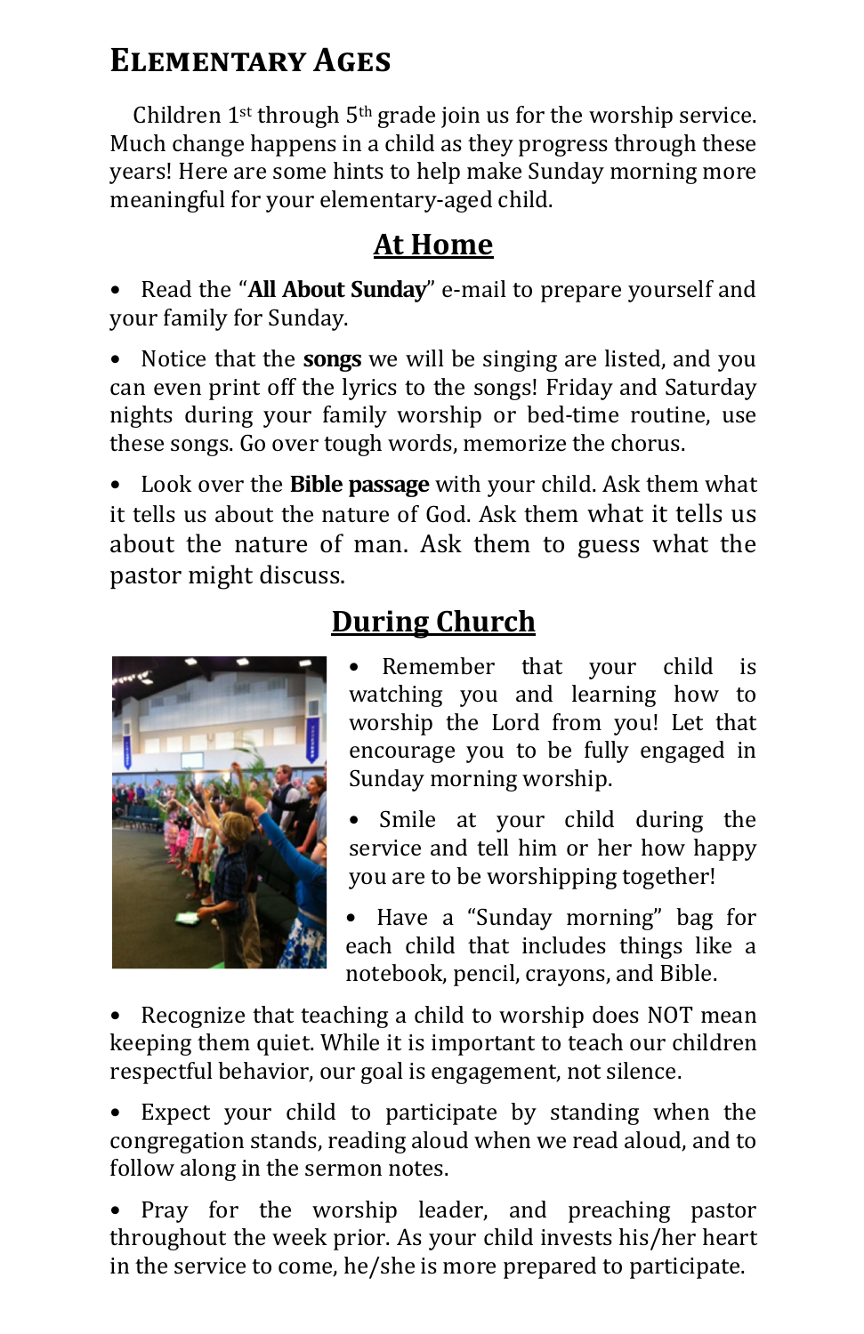# Elementary Ages

Children 1st through 5th grade join us for the worship service. Much change happens in a child as they progress through these years! Here are some hints to help make Sunday morning more meaningful for your elementary-aged child.

## At Home

- Read the "**All About Sunday**" e-mail to prepare yourself and your family for Sunday.
- Notice that the **songs** we will be singing are listed, and you can even print off the lyrics to the songs! Friday and Saturday nights during your family worship or bed-time routine, use these songs. Go over tough words, memorize the chorus.
- Look over the **Bible passage** with your child. Ask them what it tells us about the nature of God. Ask them what it tells us about the nature of man. Ask them to guess what the pastor might discuss.

## During Church

- Remember that your child is watching you and learning how to worship the Lord from you! Let that encourage you to be fully engaged in Sunday morning worship.
- Smile at your child during the service and tell him or her how happy you are to be worshipping together!
- Have a "Sunday morning" bag for each child that includes things like a notebook, pencil, crayons, and Bible.
- Recognize that teaching a child to worship does NOT mean keeping them quiet. While it is important to teach our children respectful behavior, our goal is engagement, not silence.
- Expect your child to participate by standing when the congregation stands, reading aloud when we read aloud, and to follow along in the sermon notes.
- Pray for the worship leader, and preaching pastor throughout the week prior. As your child invests his/her heart in the service to come, he/she is more prepared to participate.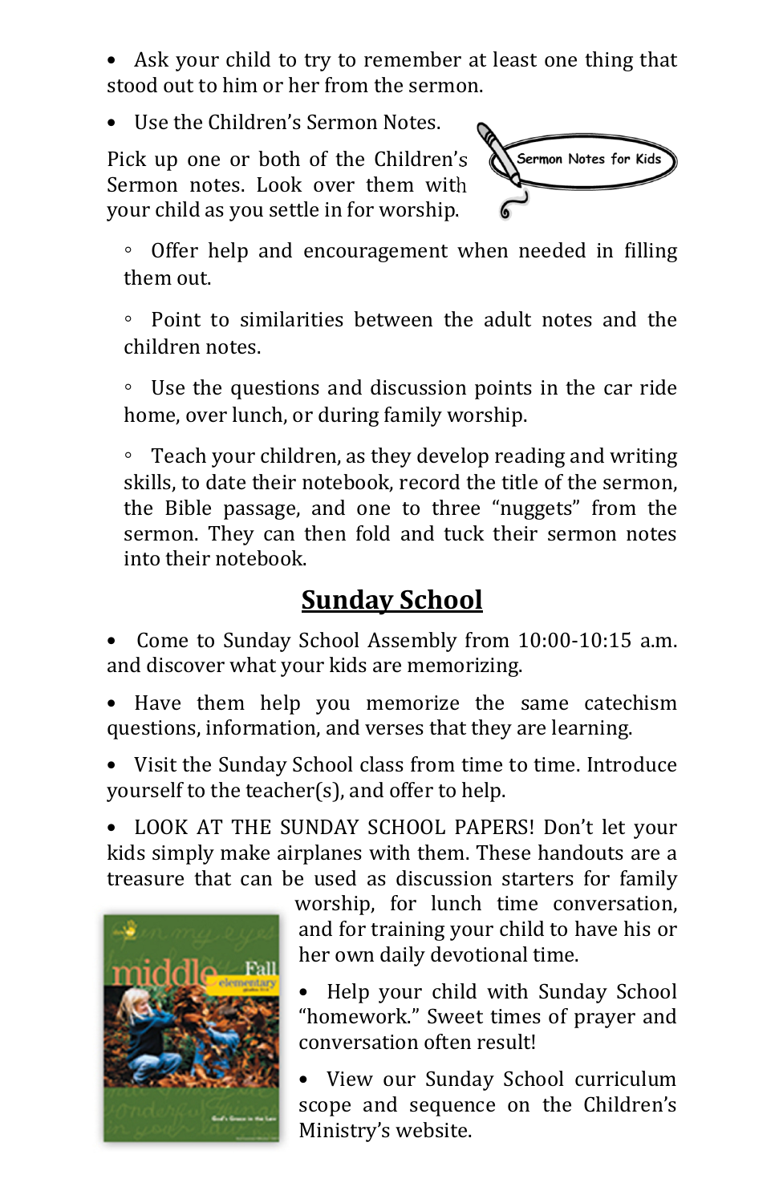- Ask your child to try to remember at least one thing that stood out to him or her from the sermon.
- Use the Children's Sermon Notes.

Pick up one or both of the Children's Sermon notes. Look over them with your child as you settle in for worship.

  - Offer help and encouragement when needed in filling them out.
  - Point to similarities between the adult notes and the children notes.
  - Use the questions and discussion points in the car ride home, over lunch, or during family worship.
  - Teach your children, as they develop reading and writing skills, to date their notebook, record the title of the sermon, the Bible passage, and one to three "nuggets" from the sermon. They can then fold and tuck their sermon notes into their notebook.

## Sunday School

- Come to Sunday School Assembly from 10:00-10:15 a.m. and discover what your kids are memorizing.
- Have them help you memorize the same catechism questions, information, and verses that they are learning.
- Visit the Sunday School class from time to time. Introduce yourself to the teacher(s), and offer to help.
- LOOK AT THE SUNDAY SCHOOL PAPERS! Don't let your kids simply make airplanes with them. These handouts are a treasure that can be used as discussion starters for family worship, for lunch time conversation, and for training your child to have his or her own daily devotional time.
- Help your child with Sunday School "homework." Sweet times of prayer and conversation often result!
- View our Sunday School curriculum scope and sequence on the Children's Ministry's website.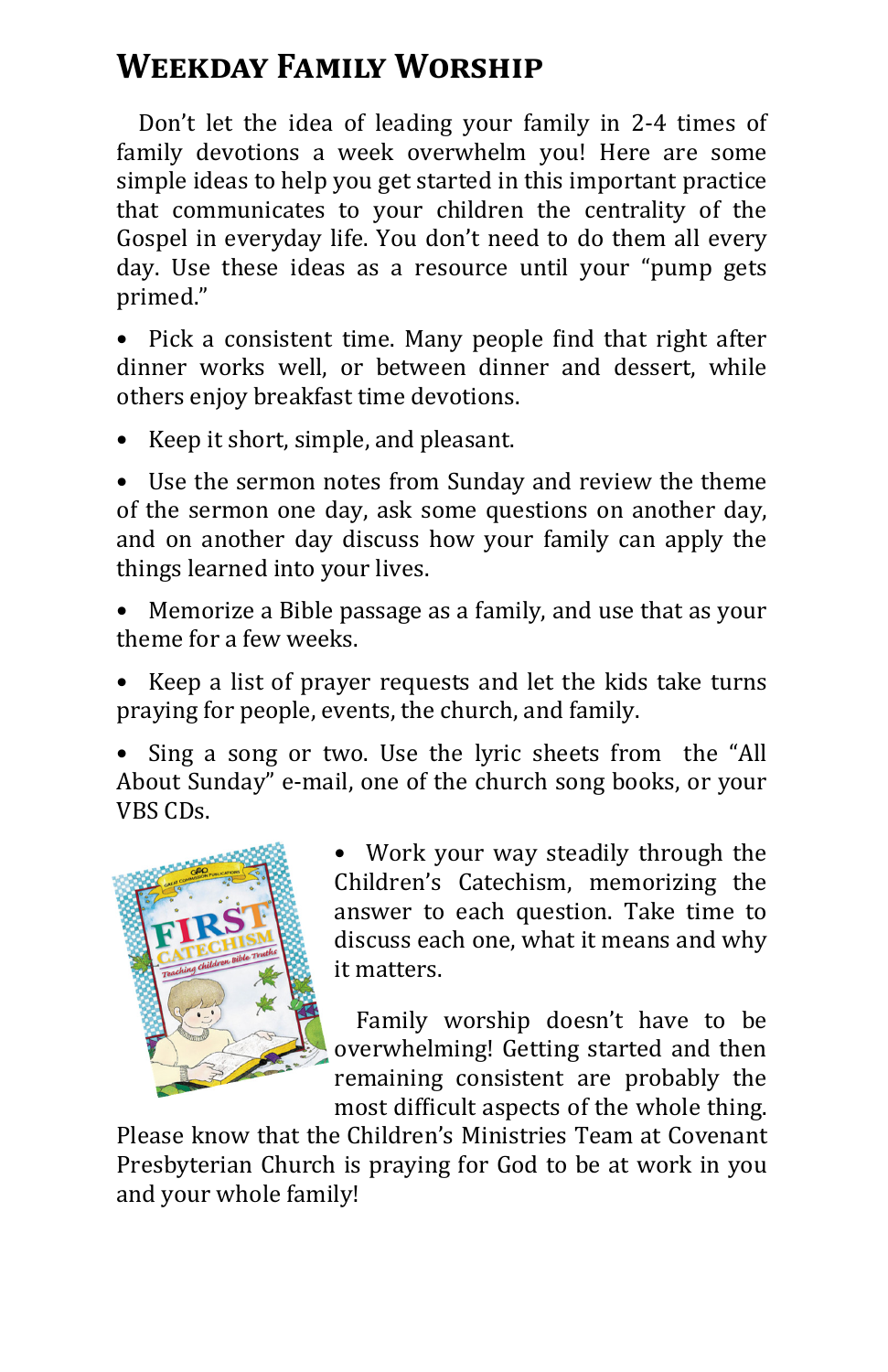# Weekday Family Worship

Don't let the idea of leading your family in 2-4 times of family devotions a week overwhelm you! Here are some simple ideas to help you get started in this important practice that communicates to your children the centrality of the Gospel in everyday life. You don't need to do them all every day. Use these ideas as a resource until your "pump gets primed."

- Pick a consistent time. Many people find that right after dinner works well, or between dinner and dessert, while others enjoy breakfast time devotions.
- Keep it short, simple, and pleasant.
- Use the sermon notes from Sunday and review the theme of the sermon one day, ask some questions on another day, and on another day discuss how your family can apply the things learned into your lives.
- Memorize a Bible passage as a family, and use that as your theme for a few weeks.
- Keep a list of prayer requests and let the kids take turns praying for people, events, the church, and family.
- Sing a song or two. Use the lyric sheets from the "All About Sunday" e-mail, one of the church song books, or your VBS CDs.
- Work your way steadily through the Children's Catechism, memorizing the answer to each question. Take time to discuss each one, what it means and why it matters.

Family worship doesn't have to be overwhelming! Getting started and then remaining consistent are probably the most difficult aspects of the whole thing. Please know that the Children's Ministries Team at Covenant Presbyterian Church is praying for God to be at work in you and your whole family!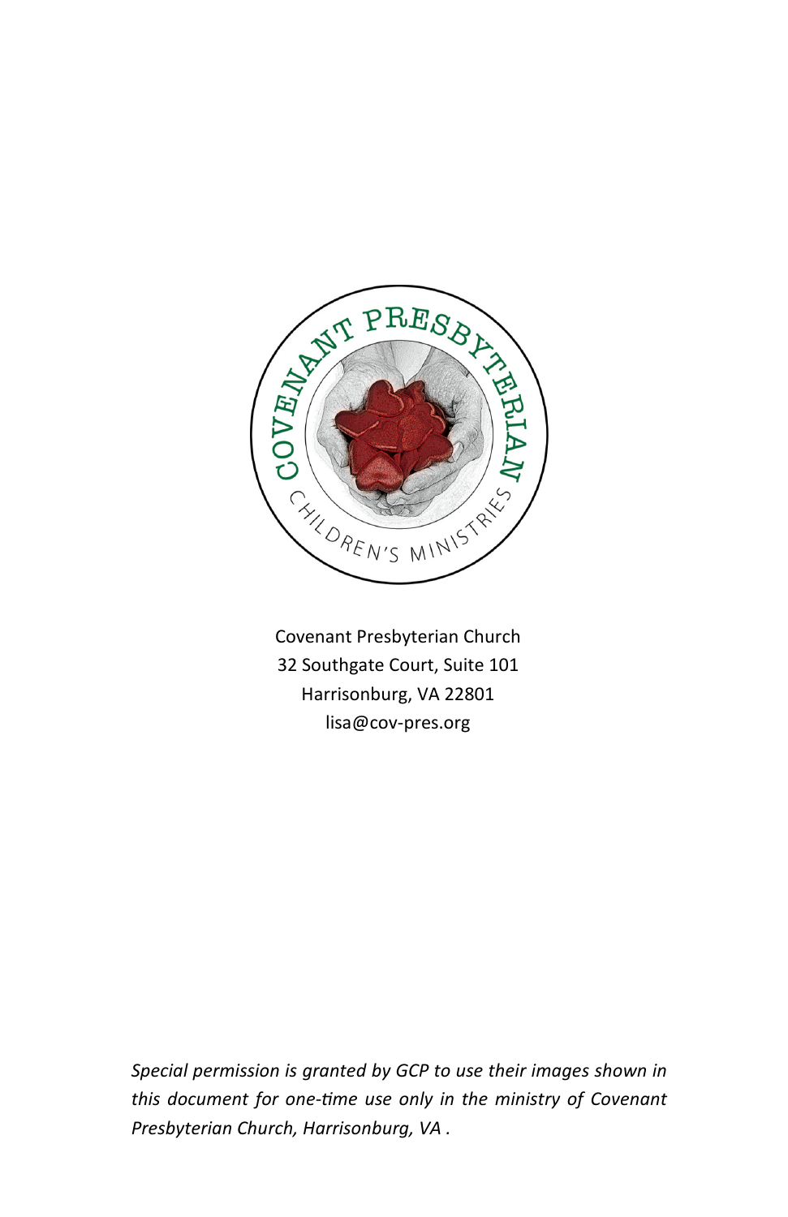Covenant Presbyterian Church
32 Southgate Court, Suite 101
Harrisonburg, VA 22801
lisa@cov-pres.org

*Special permission is granted by GCP to use their images shown in this document for one-time use only in the ministry of Covenant Presbyterian Church, Harrisonburg, VA .*